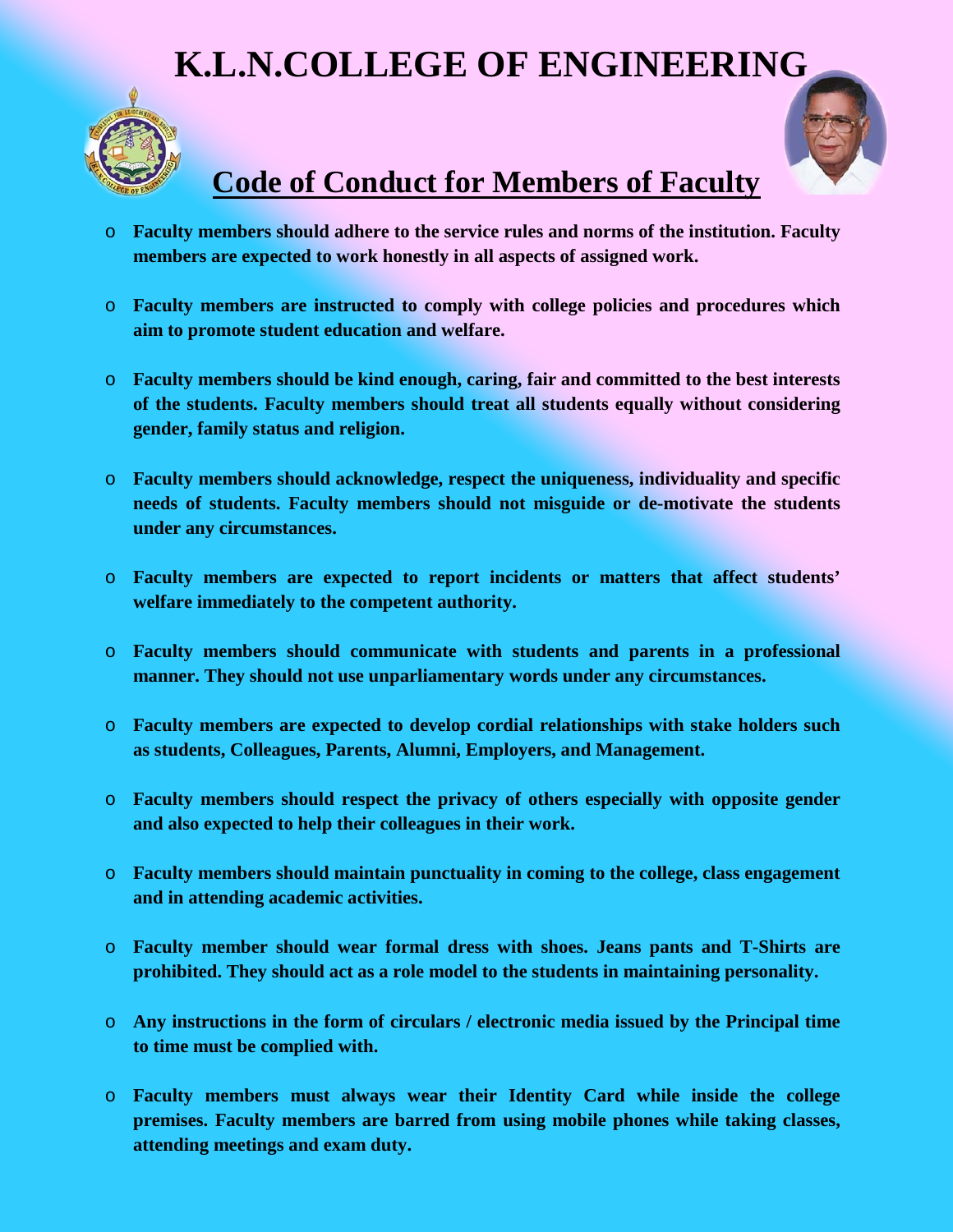# K.L.N.COLLEGE OF ENGINEERING

## Code of Conduct for Members of Faculty

- **Faculty members should adhere to the service rules and norms of the institution. Faculty members are expected to work honestly in all aspects of assigned work.**
- **Faculty members are instructed to comply with college policies and procedures which aim to promote student education and welfare.**
- **Faculty members should be kind enough, caring, fair and committed to the best interests of the students. Faculty members should treat all students equally without considering gender, family status and religion.**
- **Faculty members should acknowledge, respect the uniqueness, individuality and specific needs of students. Faculty members should not misguide or de-motivate the students under any circumstances.**
- **Faculty members are expected to report incidents or matters that affect students' welfare immediately to the competent authority.**
- **Faculty members should communicate with students and parents in a professional manner. They should not use unparliamentary words under any circumstances.**
- **Faculty members are expected to develop cordial relationships with stake holders such as students, Colleagues, Parents, Alumni, Employers, and Management.**
- **Faculty members should respect the privacy of others especially with opposite gender and also expected to help their colleagues in their work.**
- **Faculty members should maintain punctuality in coming to the college, class engagement and in attending academic activities.**
- **Faculty member should wear formal dress with shoes. Jeans pants and T-Shirts are prohibited. They should act as a role model to the students in maintaining personality.**
- **Any instructions in the form of circulars / electronic media issued by the Principal time to time must be complied with.**
- **Faculty members must always wear their Identity Card while inside the college premises. Faculty members are barred from using mobile phones while taking classes, attending meetings and exam duty.**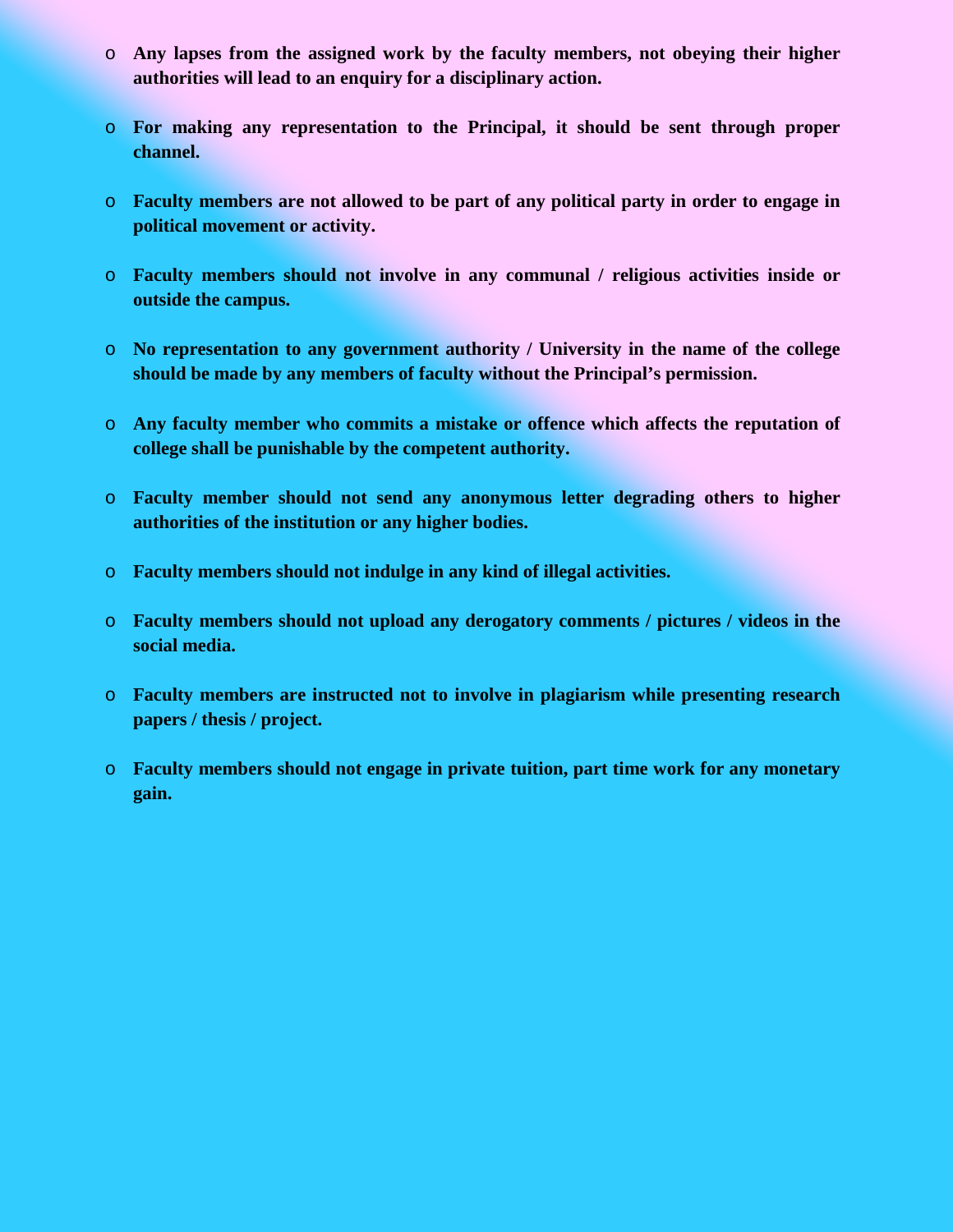- **Any lapses from the assigned work by the faculty members, not obeying their higher authorities will lead to an enquiry for a disciplinary action.**

- **For making any representation to the Principal, it should be sent through proper channel.**

- **Faculty members are not allowed to be part of any political party in order to engage in political movement or activity.**

- **Faculty members should not involve in any communal / religious activities inside or outside the campus.**

- **No representation to any government authority / University in the name of the college should be made by any members of faculty without the Principal's permission.**

- **Any faculty member who commits a mistake or offence which affects the reputation of college shall be punishable by the competent authority.**

- **Faculty member should not send any anonymous letter degrading others to higher authorities of the institution or any higher bodies.**

- **Faculty members should not indulge in any kind of illegal activities.**

- **Faculty members should not upload any derogatory comments / pictures / videos in the social media.**

- **Faculty members are instructed not to involve in plagiarism while presenting research papers / thesis / project.**

- **Faculty members should not engage in private tuition, part time work for any monetary gain.**